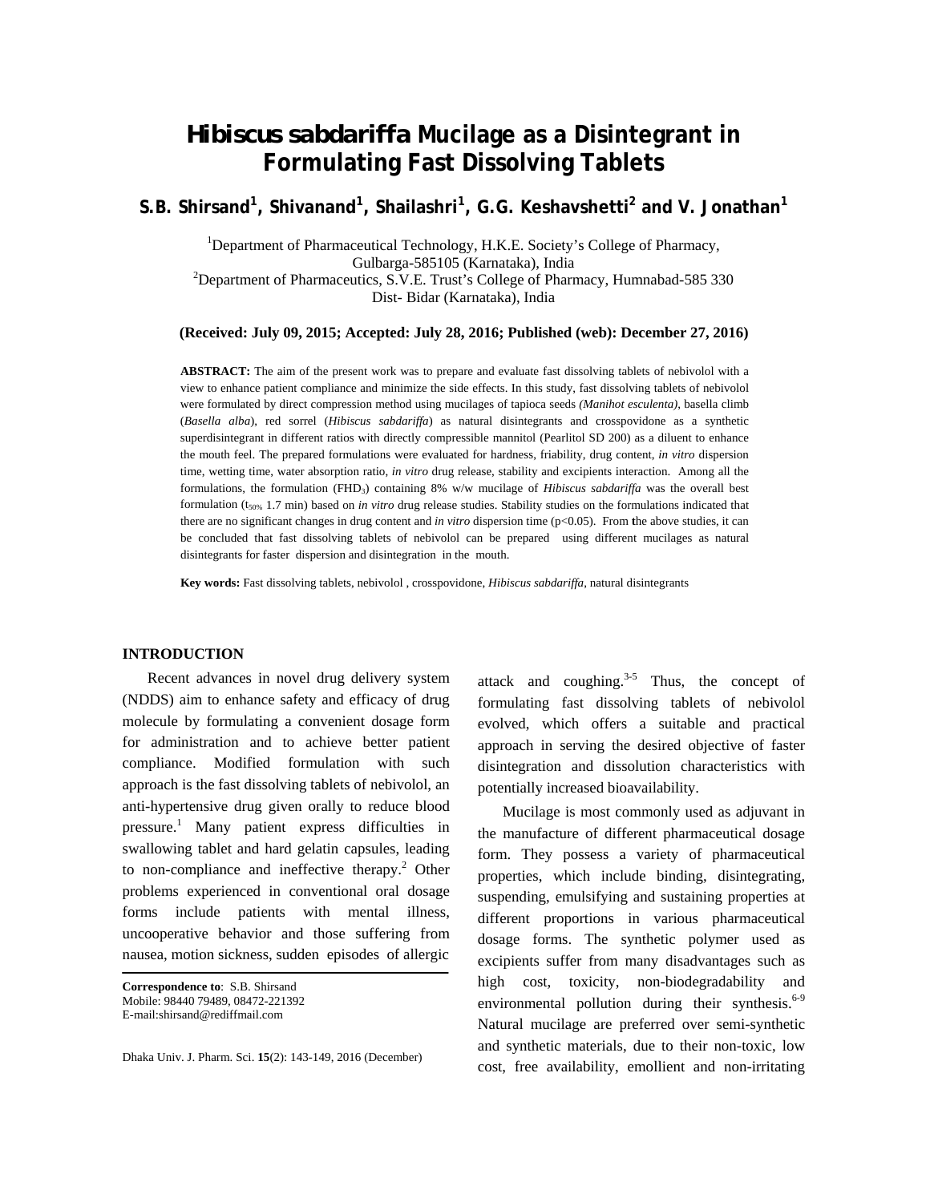# *Hibiscus sabdariffa* Mucilage as a Disintegrant in Formulating Fast Dissolving Tablets

**S.B. Shirsand[1], Shivanand[1], Shailashri[1], G.G. Keshavshetti[2] and V. Jonathan[1]**

[1]Department of Pharmaceutical Technology, H.K.E. Society's College of Pharmacy, Gulbarga-585105 (Karnataka), India
[2]Department of Pharmaceutics, S.V.E. Trust's College of Pharmacy, Humnabad-585 330 Dist- Bidar (Karnataka), India

**(Received: July 09, 2015; Accepted: July 28, 2016; Published (web): December 27, 2016)**

**ABSTRACT:** The aim of the present work was to prepare and evaluate fast dissolving tablets of nebivolol with a view to enhance patient compliance and minimize the side effects. In this study, fast dissolving tablets of nebivolol were formulated by direct compression method using mucilages of tapioca seeds *(Manihot esculenta)*, basella climb (*Basella alba*), red sorrel (*Hibiscus sabdariffa*) as natural disintegrants and crosspovidone as a synthetic superdisintegrant in different ratios with directly compressible mannitol (Pearlitol SD 200) as a diluent to enhance the mouth feel. The prepared formulations were evaluated for hardness, friability, drug content, *in vitro* dispersion time, wetting time, water absorption ratio, *in vitro* drug release, stability and excipients interaction. Among all the formulations, the formulation ($FHD_3$) containing 8% w/w mucilage of *Hibiscus sabdariffa* was the overall best formulation ($t_{50\%}$ 1.7 min) based on *in vitro* drug release studies. Stability studies on the formulations indicated that there are no significant changes in drug content and *in vitro* dispersion time ($p<0.05$). From the above studies, it can be concluded that fast dissolving tablets of nebivolol can be prepared using different mucilages as natural disintegrants for faster dispersion and disintegration in the mouth.

**Key words:** Fast dissolving tablets, nebivolol , crosspovidone, *Hibiscus sabdariffa*, natural disintegrants

## INTRODUCTION

Recent advances in novel drug delivery system (NDDS) aim to enhance safety and efficacy of drug molecule by formulating a convenient dosage form for administration and to achieve better patient compliance. Modified formulation with such approach is the fast dissolving tablets of nebivolol, an anti-hypertensive drug given orally to reduce blood pressure.[1] Many patient express difficulties in swallowing tablet and hard gelatin capsules, leading to non-compliance and ineffective therapy.[2] Other problems experienced in conventional oral dosage forms include patients with mental illness, uncooperative behavior and those suffering from nausea, motion sickness, sudden episodes of allergic attack and coughing.[3-5] Thus, the concept of formulating fast dissolving tablets of nebivolol evolved, which offers a suitable and practical approach in serving the desired objective of faster disintegration and dissolution characteristics with potentially increased bioavailability.

Mucilage is most commonly used as adjuvant in the manufacture of different pharmaceutical dosage form. They possess a variety of pharmaceutical properties, which include binding, disintegrating, suspending, emulsifying and sustaining properties at different proportions in various pharmaceutical dosage forms. The synthetic polymer used as excipients suffer from many disadvantages such as high cost, toxicity, non-biodegradability and environmental pollution during their synthesis.[6-9] Natural mucilage are preferred over semi-synthetic and synthetic materials, due to their non-toxic, low cost, free availability, emollient and non-irritating

**Correspondence to**: S.B. Shirsand
Mobile: 98440 79489, 08472-221392
E-mail:shirsand@rediffmail.com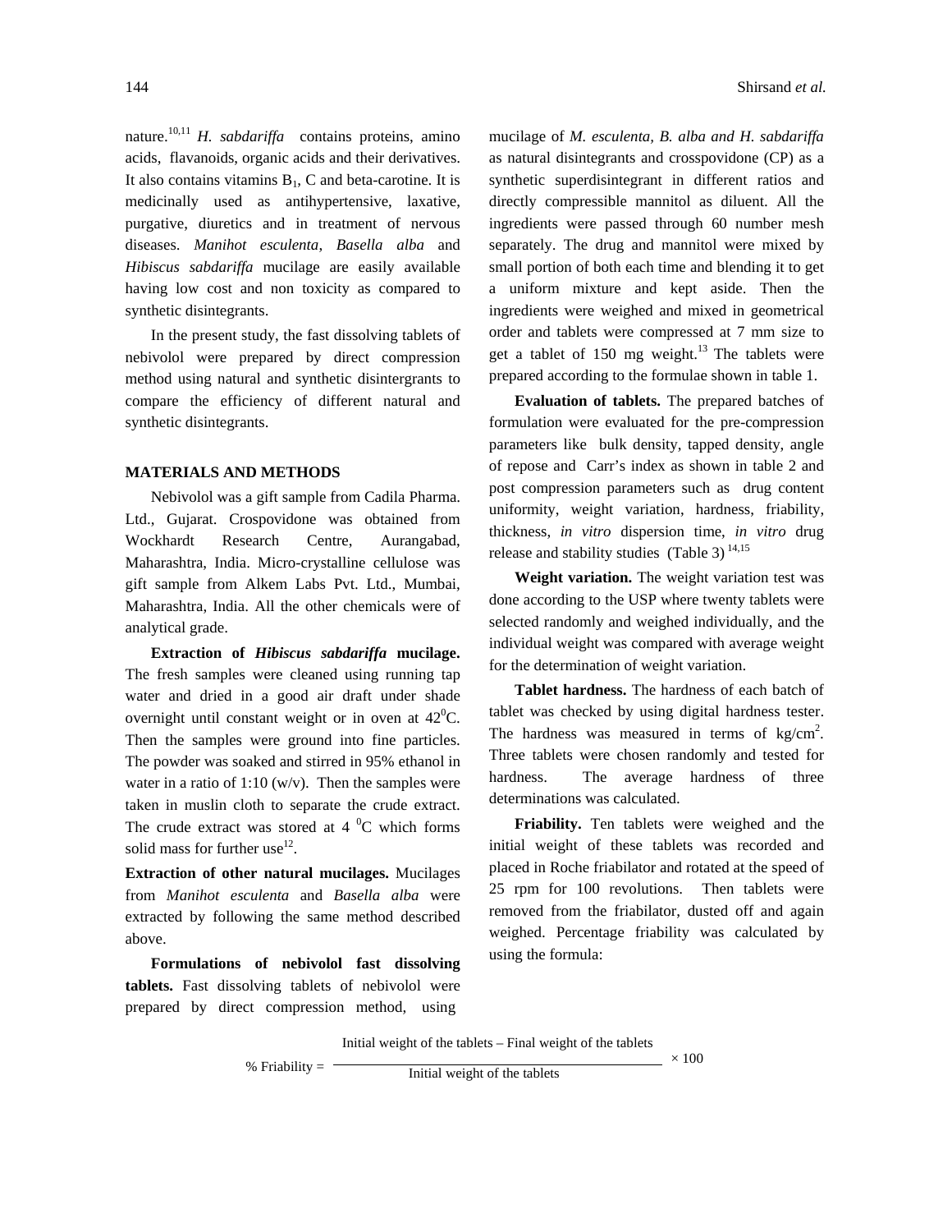nature.[10,11] *H. sabdariffa* contains proteins, amino acids, flavanoids, organic acids and their derivatives. It also contains vitamins $B_1$, C and beta-carotine. It is medicinally used as antihypertensive, laxative, purgative, diuretics and in treatment of nervous diseases. *Manihot esculenta*, *Basella alba* and *Hibiscus sabdariffa* mucilage are easily available having low cost and non toxicity as compared to synthetic disintegrants.

In the present study, the fast dissolving tablets of nebivolol were prepared by direct compression method using natural and synthetic disintergrants to compare the efficiency of different natural and synthetic disintegrants.

## MATERIALS AND METHODS

Nebivolol was a gift sample from Cadila Pharma. Ltd., Gujarat. Crospovidone was obtained from Wockhardt Research Centre, Aurangabad, Maharashtra, India. Micro-crystalline cellulose was gift sample from Alkem Labs Pvt. Ltd., Mumbai, Maharashtra, India. All the other chemicals were of analytical grade.

**Extraction of *Hibiscus sabdariffa* mucilage.** The fresh samples were cleaned using running tap water and dried in a good air draft under shade overnight until constant weight or in oven at $42^0$C. Then the samples were ground into fine particles. The powder was soaked and stirred in 95% ethanol in water in a ratio of 1:10 (w/v). Then the samples were taken in muslin cloth to separate the crude extract. The crude extract was stored at 4 $^0$C which forms solid mass for further use[12].

**Extraction of other natural mucilages.** Mucilages from *Manihot esculenta* and *Basella alba* were extracted by following the same method described above.

**Formulations of nebivolol fast dissolving tablets.** Fast dissolving tablets of nebivolol were prepared by direct compression method, using mucilage of *M. esculenta, B. alba and H. sabdariffa* as natural disintegrants and crosspovidone (CP) as a synthetic superdisintegrant in different ratios and directly compressible mannitol as diluent. All the ingredients were passed through 60 number mesh separately. The drug and mannitol were mixed by small portion of both each time and blending it to get a uniform mixture and kept aside. Then the ingredients were weighed and mixed in geometrical order and tablets were compressed at 7 mm size to get a tablet of 150 mg weight.[13] The tablets were prepared according to the formulae shown in table 1.

**Evaluation of tablets.** The prepared batches of formulation were evaluated for the pre-compression parameters like bulk density, tapped density, angle of repose and Carr's index as shown in table 2 and post compression parameters such as drug content uniformity, weight variation, hardness, friability, thickness, *in vitro* dispersion time, *in vitro* drug release and stability studies (Table 3) [14,15]

**Weight variation.** The weight variation test was done according to the USP where twenty tablets were selected randomly and weighed individually, and the individual weight was compared with average weight for the determination of weight variation.

**Tablet hardness.** The hardness of each batch of tablet was checked by using digital hardness tester. The hardness was measured in terms of kg/cm$^2$. Three tablets were chosen randomly and tested for hardness. The average hardness of three determinations was calculated.

**Friability.** Ten tablets were weighed and the initial weight of these tablets was recorded and placed in Roche friabilator and rotated at the speed of 25 rpm for 100 revolutions. Then tablets were removed from the friabilator, dusted off and again weighed. Percentage friability was calculated by using the formula:

$$\% \text{ Friability} = \frac{\text{Initial weight of the tablets} - \text{Final weight of the tablets}}{\text{Initial weight of the tablets}} \times 100$$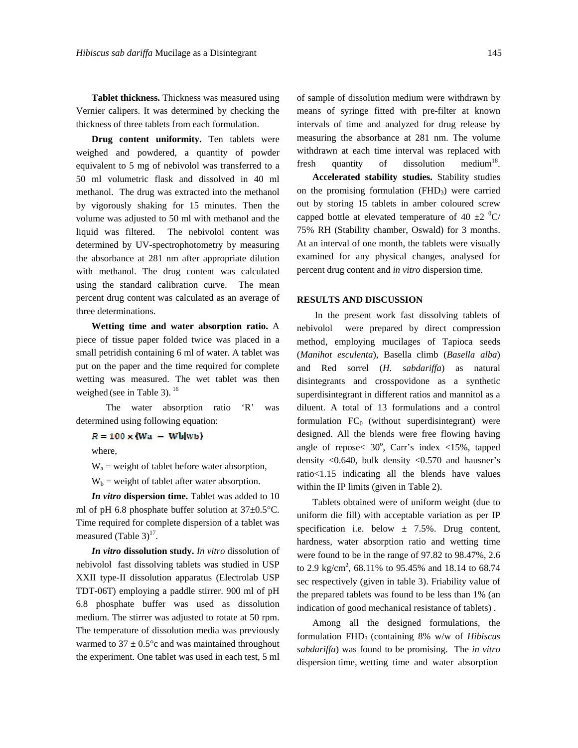**Tablet thickness.** Thickness was measured using Vernier calipers. It was determined by checking the thickness of three tablets from each formulation.

**Drug content uniformity.** Ten tablets were weighed and powdered, a quantity of powder equivalent to 5 mg of nebivolol was transferred to a 50 ml volumetric flask and dissolved in 40 ml methanol. The drug was extracted into the methanol by vigorously shaking for 15 minutes. Then the volume was adjusted to 50 ml with methanol and the liquid was filtered. The nebivolol content was determined by UV-spectrophotometry by measuring the absorbance at 281 nm after appropriate dilution with methanol. The drug content was calculated using the standard calibration curve. The mean percent drug content was calculated as an average of three determinations.

**Wetting time and water absorption ratio.** A piece of tissue paper folded twice was placed in a small petridish containing 6 ml of water. A tablet was put on the paper and the time required for complete wetting was measured. The wet tablet was then weighed (see in Table 3).[16]

The water absorption ratio 'R' was determined using following equation:

$$R = 100 \times (Wa - Wb/wb)$$

where,

$W_a$ = weight of tablet before water absorption,

$W_b$ = weight of tablet after water absorption.

***In vitro* dispersion time.** Tablet was added to 10 ml of pH 6.8 phosphate buffer solution at 37±0.5°C. Time required for complete dispersion of a tablet was measured (Table 3)[17].

***In vitro* dissolution study.** *In vitro* dissolution of nebivolol fast dissolving tablets was studied in USP XXII type-II dissolution apparatus (Electrolab USP TDT-06T) employing a paddle stirrer. 900 ml of pH 6.8 phosphate buffer was used as dissolution medium. The stirrer was adjusted to rotate at 50 rpm. The temperature of dissolution media was previously warmed to 37 ± 0.5°c and was maintained throughout the experiment. One tablet was used in each test, 5 ml of sample of dissolution medium were withdrawn by means of syringe fitted with pre-filter at known intervals of time and analyzed for drug release by measuring the absorbance at 281 nm. The volume withdrawn at each time interval was replaced with fresh quantity of dissolution medium[18].

**Accelerated stability studies.** Stability studies on the promising formulation ($FHD_3$) were carried out by storing 15 tablets in amber coloured screw capped bottle at elevated temperature of 40 ±2 $^0$C/ 75% RH (Stability chamber, Oswald) for 3 months. At an interval of one month, the tablets were visually examined for any physical changes, analysed for percent drug content and *in vitro* dispersion time.

## RESULTS AND DISCUSSION

In the present work fast dissolving tablets of nebivolol were prepared by direct compression method, employing mucilages of Tapioca seeds (*Manihot esculenta*), Basella climb (*Basella alba*) and Red sorrel (*H. sabdariffa*) as natural disintegrants and crosspovidone as a synthetic superdisintegrant in different ratios and mannitol as a diluent. A total of 13 formulations and a control formulation $FC_0$ (without superdisintegrant) were designed. All the blends were free flowing having angle of repose< 30$^o$, Carr's index <15%, tapped density <0.640, bulk density <0.570 and hausner's ratio<1.15 indicating all the blends have values within the IP limits (given in Table 2).

Tablets obtained were of uniform weight (due to uniform die fill) with acceptable variation as per IP specification i.e. below ± 7.5%. Drug content, hardness, water absorption ratio and wetting time were found to be in the range of 97.82 to 98.47%, 2.6 to 2.9 kg/cm$^2$, 68.11% to 95.45% and 18.14 to 68.74 sec respectively (given in table 3). Friability value of the prepared tablets was found to be less than 1% (an indication of good mechanical resistance of tablets) .

Among all the designed formulations, the formulation $FHD_3$ (containing 8% w/w of *Hibiscus sabdariffa*) was found to be promising. The *in vitro* dispersion time, wetting time and water absorption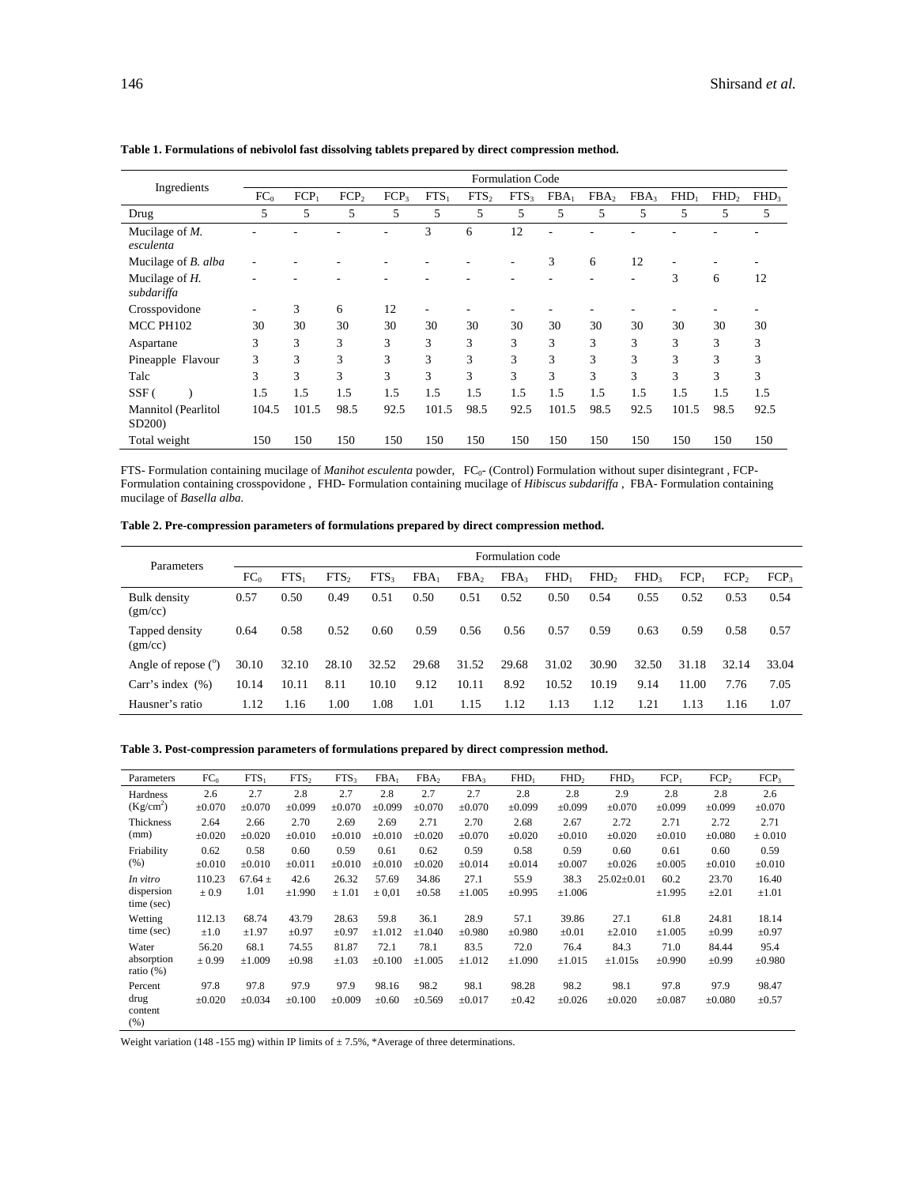**Table 1. Formulations of nebivolol fast dissolving tablets prepared by direct compression method.**

| Ingredients | Formulation Code | | | | | | | | | | | | |
|---|---|---|---|---|---|---|---|---|---|---|---|---|---|
| | $FC_0$ | $FCP_1$ | $FCP_2$ | $FCP_3$ | $FTS_1$ | $FTS_2$ | $FTS_3$ | $FBA_1$ | $FBA_2$ | $FBA_3$ | $FHD_1$ | $FHD_2$ | $FHD_3$ |
| Drug | 5 | 5 | 5 | 5 | 5 | 5 | 5 | 5 | 5 | 5 | 5 | 5 | 5 |
| Mucilage of *M. esculenta* | - | - | - | - | 3 | 6 | 12 | - | - | - | - | - | - |
| Mucilage of *B. alba* | - | - | - | - | - | - | - | 3 | 6 | 12 | - | - | - |
| Mucilage of *H. subdariffa* | - | - | - | - | - | - | - | - | - | - | 3 | 6 | 12 |
| Crosspovidone | - | 3 | 6 | 12 | - | - | - | - | - | - | - | - | - |
| MCC PH102 | 30 | 30 | 30 | 30 | 30 | 30 | 30 | 30 | 30 | 30 | 30 | 30 | 30 |
| Aspartane | 3 | 3 | 3 | 3 | 3 | 3 | 3 | 3 | 3 | 3 | 3 | 3 | 3 |
| Pineapple Flavour | 3 | 3 | 3 | 3 | 3 | 3 | 3 | 3 | 3 | 3 | 3 | 3 | 3 |
| Talc | 3 | 3 | 3 | 3 | 3 | 3 | 3 | 3 | 3 | 3 | 3 | 3 | 3 |
| SSF ( ) | 1.5 | 1.5 | 1.5 | 1.5 | 1.5 | 1.5 | 1.5 | 1.5 | 1.5 | 1.5 | 1.5 | 1.5 | 1.5 |
| Mannitol (Pearlitol SD200) | 104.5 | 101.5 | 98.5 | 92.5 | 101.5 | 98.5 | 92.5 | 101.5 | 98.5 | 92.5 | 101.5 | 98.5 | 92.5 |
| Total weight | 150 | 150 | 150 | 150 | 150 | 150 | 150 | 150 | 150 | 150 | 150 | 150 | 150 |

FTS- Formulation containing mucilage of *Manihot esculenta* powder, $FC_0$- (Control) Formulation without super disintegrant , FCP- Formulation containing crosspovidone , FHD- Formulation containing mucilage of *Hibiscus subdariffa* , FBA- Formulation containing mucilage of *Basella alba.*

**Table 2. Pre-compression parameters of formulations prepared by direct compression method.**

| Parameters | Formulation code | | | | | | | | | | | | |
|---|---|---|---|---|---|---|---|---|---|---|---|---|---|
| | $FC_0$ | $FTS_1$ | $FTS_2$ | $FTS_3$ | $FBA_1$ | $FBA_2$ | $FBA_3$ | $FHD_1$ | $FHD_2$ | $FHD_3$ | $FCP_1$ | $FCP_2$ | $FCP_3$ |
| Bulk density (gm/cc) | 0.57 | 0.50 | 0.49 | 0.51 | 0.50 | 0.51 | 0.52 | 0.50 | 0.54 | 0.55 | 0.52 | 0.53 | 0.54 |
| Tapped density (gm/cc) | 0.64 | 0.58 | 0.52 | 0.60 | 0.59 | 0.56 | 0.56 | 0.57 | 0.59 | 0.63 | 0.59 | 0.58 | 0.57 |
| Angle of repose ($^o$) | 30.10 | 32.10 | 28.10 | 32.52 | 29.68 | 31.52 | 29.68 | 31.02 | 30.90 | 32.50 | 31.18 | 32.14 | 33.04 |
| Carr's index (%) | 10.14 | 10.11 | 8.11 | 10.10 | 9.12 | 10.11 | 8.92 | 10.52 | 10.19 | 9.14 | 11.00 | 7.76 | 7.05 |
| Hausner's ratio | 1.12 | 1.16 | 1.00 | 1.08 | 1.01 | 1.15 | 1.12 | 1.13 | 1.12 | 1.21 | 1.13 | 1.16 | 1.07 |

**Table 3. Post-compression parameters of formulations prepared by direct compression method.**

| Parameters | $FC_0$ | $FTS_1$ | $FTS_2$ | $FTS_3$ | $FBA_1$ | $FBA_2$ | $FBA_3$ | $FHD_1$ | $FHD_2$ | $FHD_3$ | $FCP_1$ | $FCP_2$ | $FCP_3$ |
|---|---|---|---|---|---|---|---|---|---|---|---|---|---|
| Hardness (Kg/cm$^2$) | 2.6 ±0.070 | 2.7 ±0.070 | 2.8 ±0.099 | 2.7 ±0.070 | 2.8 ±0.099 | 2.7 ±0.070 | 2.7 ±0.070 | 2.8 ±0.099 | 2.8 ±0.099 | 2.9 ±0.070 | 2.8 ±0.099 | 2.8 ±0.099 | 2.6 ±0.070 |
| Thickness (mm) | 2.64 ±0.020 | 2.66 ±0.020 | 2.70 ±0.010 | 2.69 ±0.010 | 2.69 ±0.010 | 2.71 ±0.020 | 2.70 ±0.070 | 2.68 ±0.020 | 2.67 ±0.010 | 2.72 ±0.020 | 2.71 ±0.010 | 2.72 ±0.080 | 2.71 ± 0.010 |
| Friability (%) | 0.62 ±0.010 | 0.58 ±0.010 | 0.60 ±0.011 | 0.59 ±0.010 | 0.61 ±0.010 | 0.62 ±0.020 | 0.59 ±0.014 | 0.58 ±0.014 | 0.59 ±0.007 | 0.60 ±0.026 | 0.61 ±0.005 | 0.60 ±0.010 | 0.59 ±0.010 |
| *In vitro* dispersion time (sec) | 110.23 ± 0.9 | 67.64 ± 1.01 | 42.6 ±1.990 | 26.32 ± 1.01 | 57.69 ± 0,01 | 34.86 ±0.58 | 27.1 ±1.005 | 55.9 ±0.995 | 38.3 ±1.006 | 25.02±0.01 | 60.2 ±1.995 | 23.70 ±2.01 | 16.40 ±1.01 |
| Wetting time (sec) | 112.13 ±1.0 | 68.74 ±1.97 | 43.79 ±0.97 | 28.63 ±0.97 | 59.8 ±1.012 | 36.1 ±1.040 | 28.9 ±0.980 | 57.1 ±0.980 | 39.86 ±0.01 | 27.1 ±2.010 | 61.8 ±1.005 | 24.81 ±0.99 | 18.14 ±0.97 |
| Water absorption ratio (%) | 56.20 ± 0.99 | 68.1 ±1.009 | 74.55 ±0.98 | 81.87 ±1.03 | 72.1 ±0.100 | 78.1 ±1.005 | 83.5 ±1.012 | 72.0 ±1.090 | 76.4 ±1.015 | 84.3 ±1.015s | 71.0 ±0.990 | 84.44 ±0.99 | 95.4 ±0.980 |
| Percent drug content (%) | 97.8 ±0.020 | 97.8 ±0.034 | 97.9 ±0.100 | 97.9 ±0.009 | 98.16 ±0.60 | 98.2 ±0.569 | 98.1 ±0.017 | 98.28 ±0.42 | 98.2 ±0.026 | 98.1 ±0.020 | 97.8 ±0.087 | 97.9 ±0.080 | 98.47 ±0.57 |

Weight variation (148 -155 mg) within IP limits of ± 7.5%, *Average of three determinations.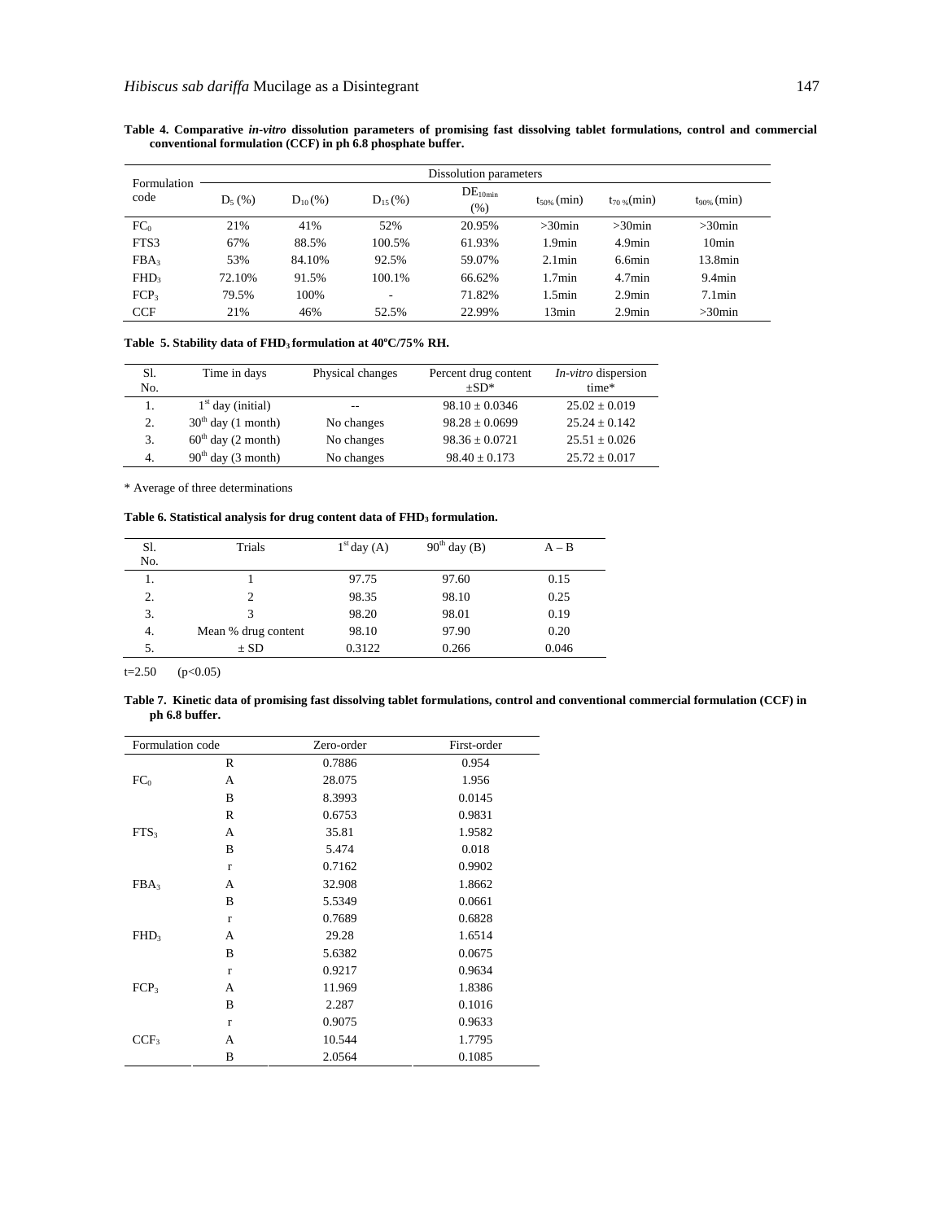**Table 4. Comparative *in-vitro* dissolution parameters of promising fast dissolving tablet formulations, control and commercial conventional formulation (CCF) in ph 6.8 phosphate buffer.**

| Formulation code | Dissolution parameters | | | | | | |
|---|---|---|---|---|---|---|---|
| | $D_5$ (%) | $D_{10}$ (%) | $D_{15}$ (%) | $DE_{10min}$ (%) | $t_{50\%}$ (min) | $t_{70\%}$ (min) | $t_{90\%}$ (min) |
| $FC_0$ | 21% | 41% | 52% | 20.95% | >30min | >30min | >30min |
| FTS3 | 67% | 88.5% | 100.5% | 61.93% | 1.9min | 4.9min | 10min |
| $FBA_3$ | 53% | 84.10% | 92.5% | 59.07% | 2.1min | 6.6min | 13.8min |
| $FHD_3$ | 72.10% | 91.5% | 100.1% | 66.62% | 1.7min | 4.7min | 9.4min |
| $FCP_3$ | 79.5% | 100% | - | 71.82% | 1.5min | 2.9min | 7.1min |
| CCF | 21% | 46% | 52.5% | 22.99% | 13min | 2.9min | >30min |

**Table 5. Stability data of $FHD_3$ formulation at 40ºC/75% RH.**

| Sl. No. | Time in days | Physical changes | Percent drug content ±SD* | *In-vitro* dispersion time* |
|---|---|---|---|---|
| 1. | $1^{st}$ day (initial) | -- | 98.10 ± 0.0346 | 25.02 ± 0.019 |
| 2. | $30^{th}$ day (1 month) | No changes | 98.28 ± 0.0699 | 25.24 ± 0.142 |
| 3. | $60^{th}$ day (2 month) | No changes | 98.36 ± 0.0721 | 25.51 ± 0.026 |
| 4. | $90^{th}$ day (3 month) | No changes | 98.40 ± 0.173 | 25.72 ± 0.017 |

* Average of three determinations

**Table 6. Statistical analysis for drug content data of $FHD_3$ formulation.**

| Sl. No. | Trials | $1^{st}$ day (A) | $90^{th}$ day (B) | A – B |
|---|---|---|---|---|
| 1. | 1 | 97.75 | 97.60 | 0.15 |
| 2. | 2 | 98.35 | 98.10 | 0.25 |
| 3. | 3 | 98.20 | 98.01 | 0.19 |
| 4. | Mean % drug content | 98.10 | 97.90 | 0.20 |
| 5. | ± SD | 0.3122 | 0.266 | 0.046 |

t=2.50 ($p<0.05$)

**Table 7. Kinetic data of promising fast dissolving tablet formulations, control and conventional commercial formulation (CCF) in ph 6.8 buffer.**

| Formulation code | | Zero-order | First-order |
|---|---|---|---|
| $FC_0$ | R | 0.7886 | 0.954 |
| | A | 28.075 | 1.956 |
| | B | 8.3993 | 0.0145 |
| $FTS_3$ | R | 0.6753 | 0.9831 |
| | A | 35.81 | 1.9582 |
| | B | 5.474 | 0.018 |
| $FBA_3$ | r | 0.7162 | 0.9902 |
| | A | 32.908 | 1.8662 |
| | B | 5.5349 | 0.0661 |
| $FHD_3$ | r | 0.7689 | 0.6828 |
| | A | 29.28 | 1.6514 |
| | B | 5.6382 | 0.0675 |
| $FCP_3$ | r | 0.9217 | 0.9634 |
| | A | 11.969 | 1.8386 |
| | B | 2.287 | 0.1016 |
| $CCF_3$ | r | 0.9075 | 0.9633 |
| | A | 10.544 | 1.7795 |
| | B | 2.0564 | 0.1085 |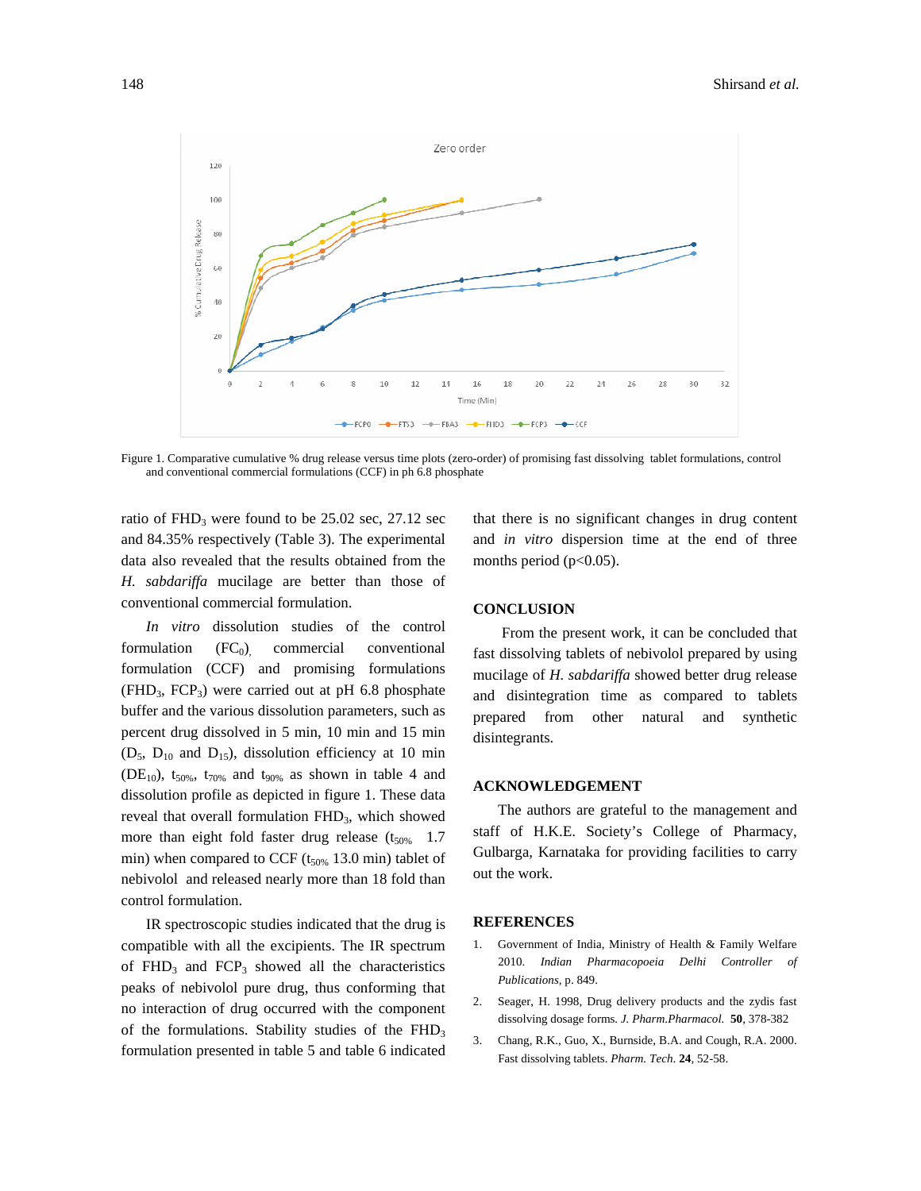Figure 1. Comparative cumulative % drug release versus time plots (zero-order) of promising fast dissolving tablet formulations, control and conventional commercial formulations (CCF) in ph 6.8 phosphate

ratio of $FHD_3$ were found to be 25.02 sec, 27.12 sec and 84.35% respectively (Table 3). The experimental data also revealed that the results obtained from the *H. sabdariffa* mucilage are better than those of conventional commercial formulation.

*In vitro* dissolution studies of the control formulation ($FC_0$), commercial conventional formulation (CCF) and promising formulations ($FHD_3$, $FCP_3$) were carried out at pH 6.8 phosphate buffer and the various dissolution parameters, such as percent drug dissolved in 5 min, 10 min and 15 min ($D_5$, $D_{10}$ and $D_{15}$), dissolution efficiency at 10 min ($DE_{10}$), $t_{50\%}$, $t_{70\%}$ and $t_{90\%}$ as shown in table 4 and dissolution profile as depicted in figure 1. These data reveal that overall formulation $FHD_3$, which showed more than eight fold faster drug release ($t_{50\%}$ 1.7 min) when compared to CCF ($t_{50\%}$ 13.0 min) tablet of nebivolol and released nearly more than 18 fold than control formulation.

IR spectroscopic studies indicated that the drug is compatible with all the excipients. The IR spectrum of $FHD_3$ and $FCP_3$ showed all the characteristics peaks of nebivolol pure drug, thus conforming that no interaction of drug occurred with the component of the formulations. Stability studies of the $FHD_3$ formulation presented in table 5 and table 6 indicated that there is no significant changes in drug content and *in vitro* dispersion time at the end of three months period ($p<0.05$).

## CONCLUSION

From the present work, it can be concluded that fast dissolving tablets of nebivolol prepared by using mucilage of *H. sabdariffa* showed better drug release and disintegration time as compared to tablets prepared from other natural and synthetic disintegrants.

## ACKNOWLEDGEMENT

The authors are grateful to the management and staff of H.K.E. Society's College of Pharmacy, Gulbarga, Karnataka for providing facilities to carry out the work.

## REFERENCES

1. Government of India, Ministry of Health & Family Welfare 2010. *Indian Pharmacopoeia Delhi Controller of Publications*, p. 849.
2. Seager, H. 1998, Drug delivery products and the zydis fast dissolving dosage forms. *J. Pharm.Pharmacol.* **50**, 378-382
3. Chang, R.K., Guo, X., Burnside, B.A. and Cough, R.A. 2000. Fast dissolving tablets. *Pharm. Tech.* **24**, 52-58.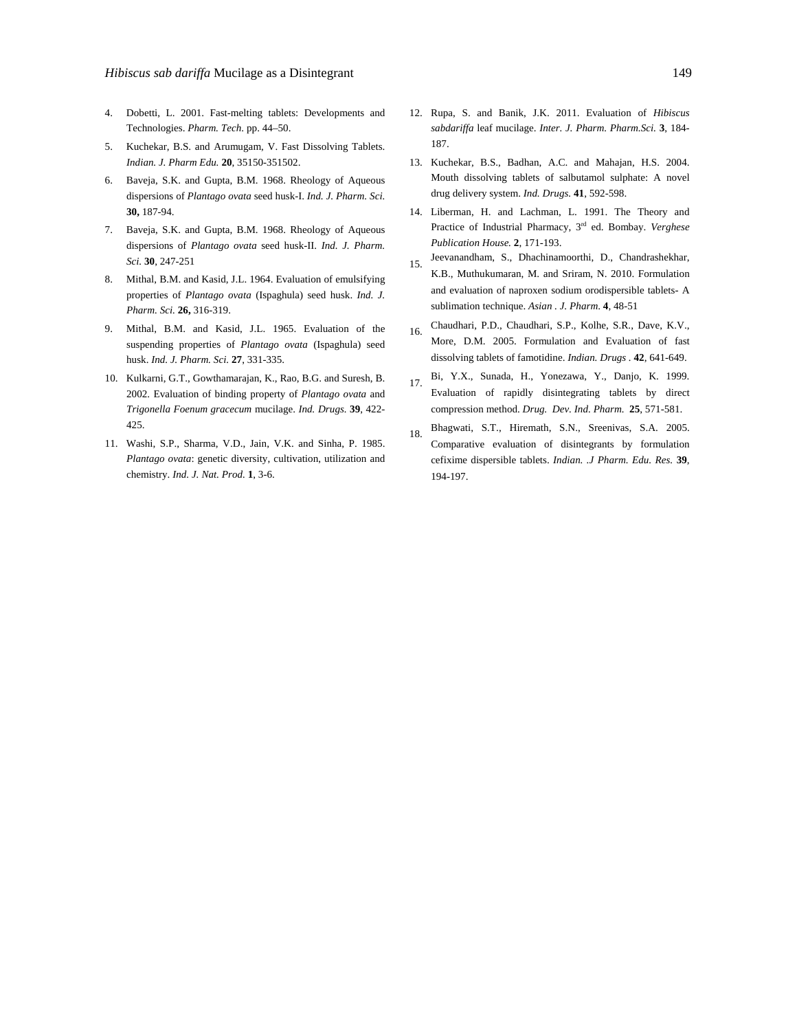4. Dobetti, L. 2001. Fast-melting tablets: Developments and Technologies. *Pharm. Tech*. pp. 44–50.
5. Kuchekar, B.S. and Arumugam, V. Fast Dissolving Tablets. *Indian. J. Pharm Edu.* **20**, 35150-351502.
6. Baveja, S.K. and Gupta, B.M. 1968. Rheology of Aqueous dispersions of *Plantago ovata* seed husk-I. *Ind. J. Pharm. Sci.* **30,** 187-94.
7. Baveja, S.K. and Gupta, B.M. 1968. Rheology of Aqueous dispersions of *Plantago ovata* seed husk-II. *Ind. J. Pharm. Sci.* **30**, 247-251
8. Mithal, B.M. and Kasid, J.L. 1964. Evaluation of emulsifying properties of *Plantago ovata* (Ispaghula) seed husk. *Ind. J. Pharm. Sci.* **26,** 316-319.
9. Mithal, B.M. and Kasid, J.L. 1965. Evaluation of the suspending properties of *Plantago ovata* (Ispaghula) seed husk. *Ind. J. Pharm. Sci.* **27**, 331-335.
10. Kulkarni, G.T., Gowthamarajan, K., Rao, B.G. and Suresh, B. 2002. Evaluation of binding property of *Plantago ovata* and *Trigonella Foenum gracecum* mucilage. *Ind. Drugs.* **39**, 422-425.
11. Washi, S.P., Sharma, V.D., Jain, V.K. and Sinha, P. 1985. *Plantago ovata*: genetic diversity, cultivation, utilization and chemistry. *Ind. J. Nat. Prod.* **1**, 3-6.
12. Rupa, S. and Banik, J.K. 2011. Evaluation of *Hibiscus sabdariffa* leaf mucilage. *Inter. J. Pharm. Pharm.Sci.* **3**, 184-187.
13. Kuchekar, B.S., Badhan, A.C. and Mahajan, H.S. 2004. Mouth dissolving tablets of salbutamol sulphate: A novel drug delivery system. *Ind. Drugs.* **41**, 592-598.
14. Liberman, H. and Lachman, L. 1991. The Theory and Practice of Industrial Pharmacy, 3rd ed. Bombay. *Verghese Publication House.* **2**, 171-193.
15. Jeevanandham, S., Dhachinamoorthi, D., Chandrashekhar, K.B., Muthukumaran, M. and Sriram, N. 2010. Formulation and evaluation of naproxen sodium orodispersible tablets- A sublimation technique. *Asian . J. Pharm.* **4**, 48-51
16. Chaudhari, P.D., Chaudhari, S.P., Kolhe, S.R., Dave, K.V., More, D.M. 2005. Formulation and Evaluation of fast dissolving tablets of famotidine. *Indian. Drugs .* **42**, 641-649.
17. Bi, Y.X., Sunada, H., Yonezawa, Y., Danjo, K. 1999. Evaluation of rapidly disintegrating tablets by direct compression method. *Drug. Dev. Ind. Pharm.* **25**, 571-581.
18. Bhagwati, S.T., Hiremath, S.N., Sreenivas, S.A. 2005. Comparative evaluation of disintegrants by formulation cefixime dispersible tablets. *Indian. .J Pharm. Edu. Res.* **39**, 194-197.